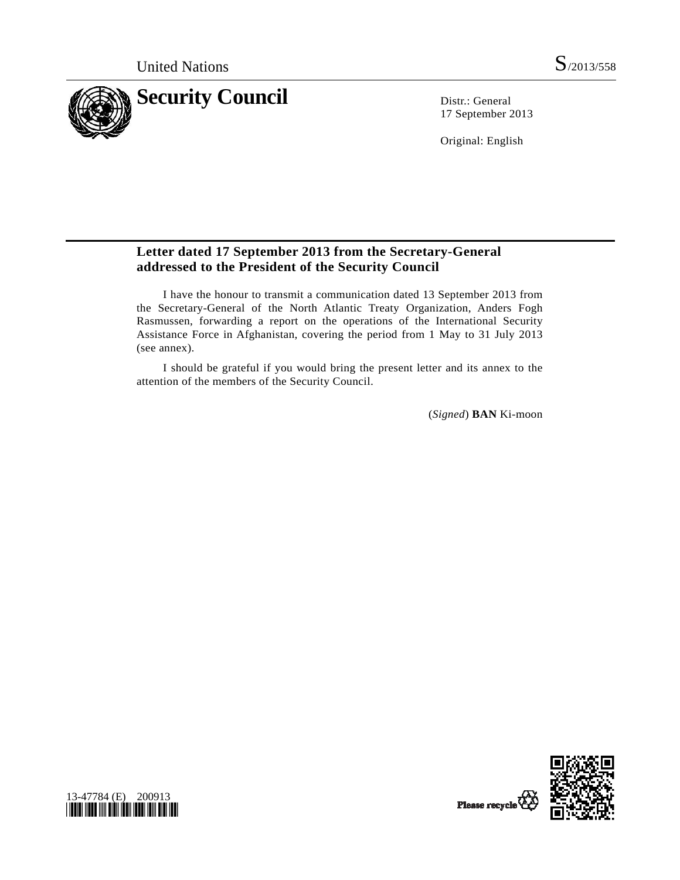United Nations

S/2013/558

# Security Council

Distr.: General
17 September 2013

Original: English

## Letter dated 17 September 2013 from the Secretary-General addressed to the President of the Security Council

I have the honour to transmit a communication dated 13 September 2013 from the Secretary-General of the North Atlantic Treaty Organization, Anders Fogh Rasmussen, forwarding a report on the operations of the International Security Assistance Force in Afghanistan, covering the period from 1 May to 31 July 2013 (see annex).

I should be grateful if you would bring the present letter and its annex to the attention of the members of the Security Council.

(*Signed*) **BAN** Ki-moon

13-47784 (E) 200913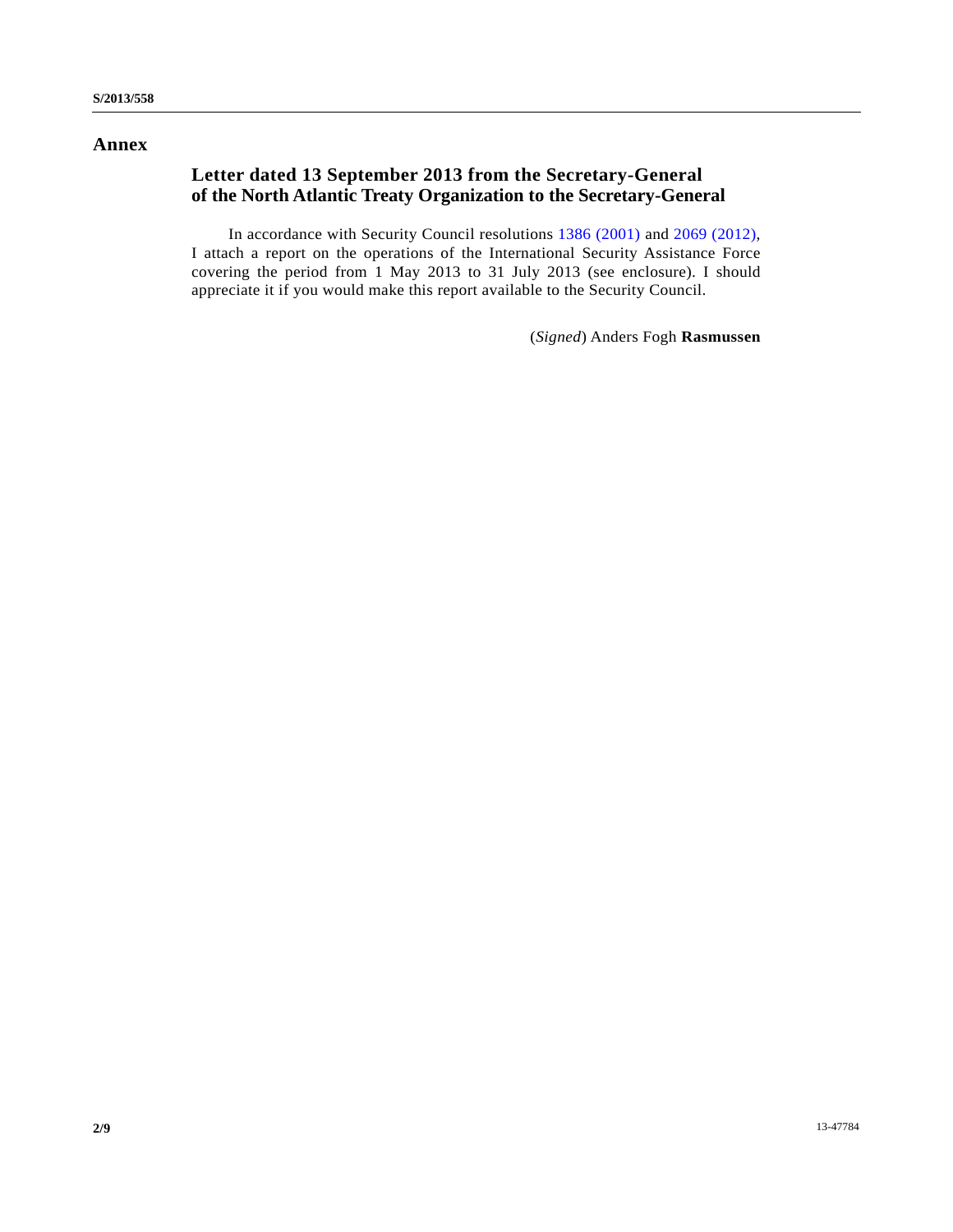# Annex

## Letter dated 13 September 2013 from the Secretary-General of the North Atlantic Treaty Organization to the Secretary-General

In accordance with Security Council resolutions 1386 (2001) and 2069 (2012), I attach a report on the operations of the International Security Assistance Force covering the period from 1 May 2013 to 31 July 2013 (see enclosure). I should appreciate it if you would make this report available to the Security Council.

(*Signed*) Anders Fogh **Rasmussen**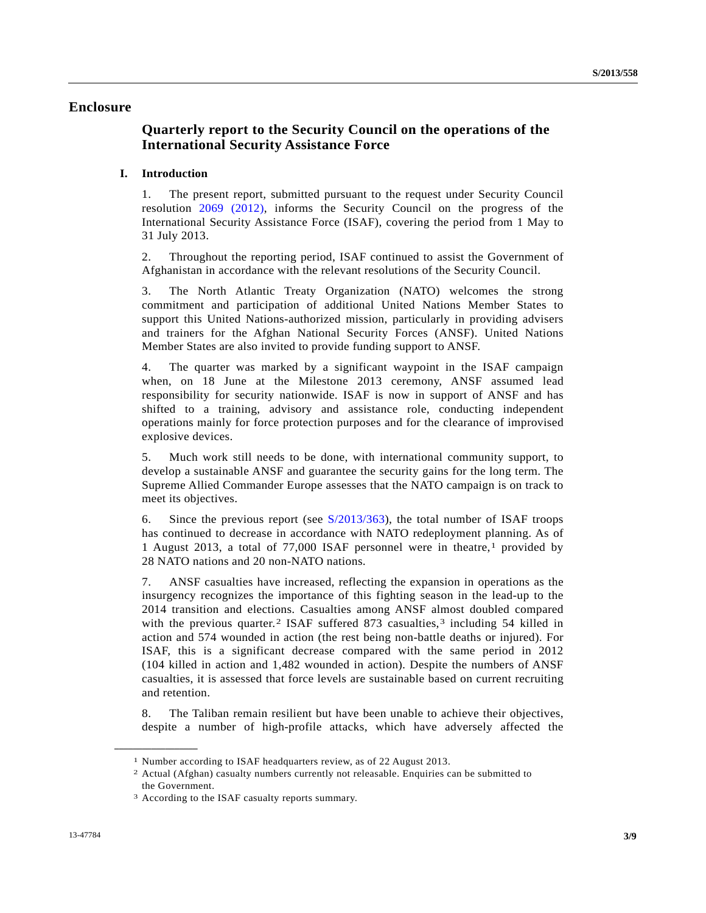# Enclosure

## Quarterly report to the Security Council on the operations of the International Security Assistance Force

### I. Introduction

1. The present report, submitted pursuant to the request under Security Council resolution 2069 (2012), informs the Security Council on the progress of the International Security Assistance Force (ISAF), covering the period from 1 May to 31 July 2013.

2. Throughout the reporting period, ISAF continued to assist the Government of Afghanistan in accordance with the relevant resolutions of the Security Council.

3. The North Atlantic Treaty Organization (NATO) welcomes the strong commitment and participation of additional United Nations Member States to support this United Nations-authorized mission, particularly in providing advisers and trainers for the Afghan National Security Forces (ANSF). United Nations Member States are also invited to provide funding support to ANSF.

4. The quarter was marked by a significant waypoint in the ISAF campaign when, on 18 June at the Milestone 2013 ceremony, ANSF assumed lead responsibility for security nationwide. ISAF is now in support of ANSF and has shifted to a training, advisory and assistance role, conducting independent operations mainly for force protection purposes and for the clearance of improvised explosive devices.

5. Much work still needs to be done, with international community support, to develop a sustainable ANSF and guarantee the security gains for the long term. The Supreme Allied Commander Europe assesses that the NATO campaign is on track to meet its objectives.

6. Since the previous report (see S/2013/363), the total number of ISAF troops has continued to decrease in accordance with NATO redeployment planning. As of 1 August 2013, a total of 77,000 ISAF personnel were in theatre,[1] provided by 28 NATO nations and 20 non-NATO nations.

7. ANSF casualties have increased, reflecting the expansion in operations as the insurgency recognizes the importance of this fighting season in the lead-up to the 2014 transition and elections. Casualties among ANSF almost doubled compared with the previous quarter.[2] ISAF suffered 873 casualties,[3] including 54 killed in action and 574 wounded in action (the rest being non-battle deaths or injured). For ISAF, this is a significant decrease compared with the same period in 2012 (104 killed in action and 1,482 wounded in action). Despite the numbers of ANSF casualties, it is assessed that force levels are sustainable based on current recruiting and retention.

8. The Taliban remain resilient but have been unable to achieve their objectives, despite a number of high-profile attacks, which have adversely affected the

---

[1] Number according to ISAF headquarters review, as of 22 August 2013.

[2] Actual (Afghan) casualty numbers currently not releasable. Enquiries can be submitted to the Government.

[3] According to the ISAF casualty reports summary.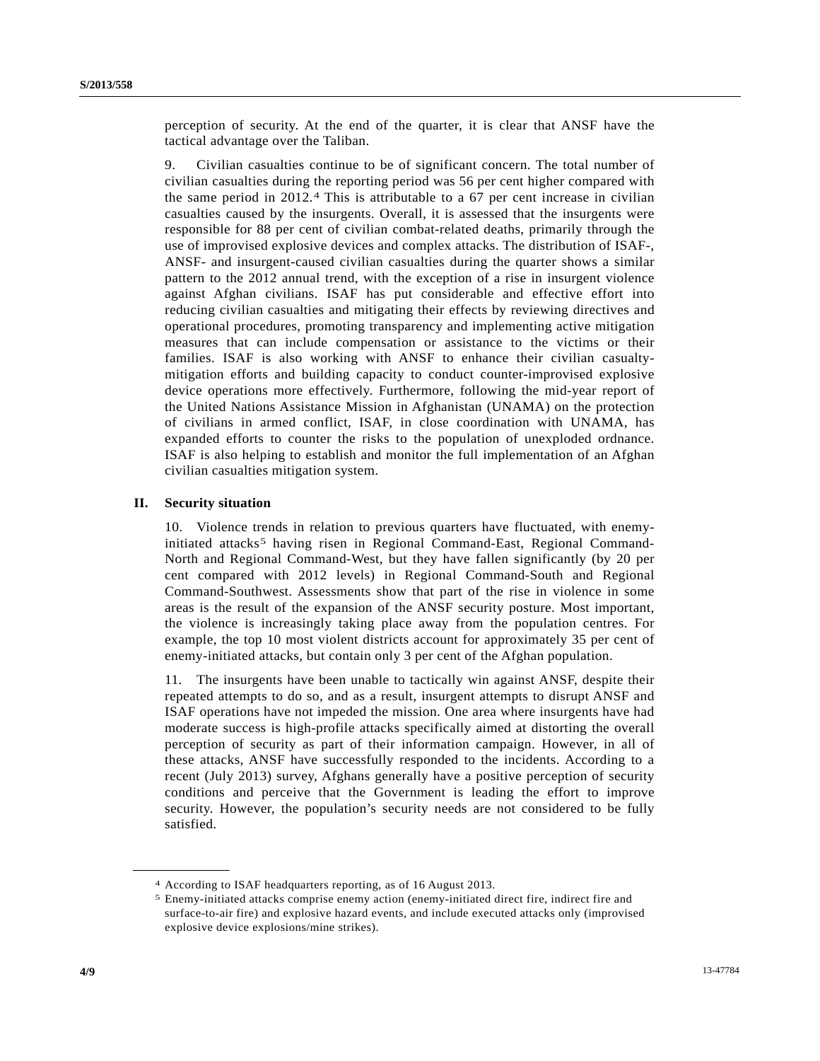perception of security. At the end of the quarter, it is clear that ANSF have the tactical advantage over the Taliban.

9. Civilian casualties continue to be of significant concern. The total number of civilian casualties during the reporting period was 56 per cent higher compared with the same period in 2012.[4] This is attributable to a 67 per cent increase in civilian casualties caused by the insurgents. Overall, it is assessed that the insurgents were responsible for 88 per cent of civilian combat-related deaths, primarily through the use of improvised explosive devices and complex attacks. The distribution of ISAF-, ANSF- and insurgent-caused civilian casualties during the quarter shows a similar pattern to the 2012 annual trend, with the exception of a rise in insurgent violence against Afghan civilians. ISAF has put considerable and effective effort into reducing civilian casualties and mitigating their effects by reviewing directives and operational procedures, promoting transparency and implementing active mitigation measures that can include compensation or assistance to the victims or their families. ISAF is also working with ANSF to enhance their civilian casualty-mitigation efforts and building capacity to conduct counter-improvised explosive device operations more effectively. Furthermore, following the mid-year report of the United Nations Assistance Mission in Afghanistan (UNAMA) on the protection of civilians in armed conflict, ISAF, in close coordination with UNAMA, has expanded efforts to counter the risks to the population of unexploded ordnance. ISAF is also helping to establish and monitor the full implementation of an Afghan civilian casualties mitigation system.

## II. Security situation

10. Violence trends in relation to previous quarters have fluctuated, with enemy-initiated attacks[5] having risen in Regional Command-East, Regional Command-North and Regional Command-West, but they have fallen significantly (by 20 per cent compared with 2012 levels) in Regional Command-South and Regional Command-Southwest. Assessments show that part of the rise in violence in some areas is the result of the expansion of the ANSF security posture. Most important, the violence is increasingly taking place away from the population centres. For example, the top 10 most violent districts account for approximately 35 per cent of enemy-initiated attacks, but contain only 3 per cent of the Afghan population.

11. The insurgents have been unable to tactically win against ANSF, despite their repeated attempts to do so, and as a result, insurgent attempts to disrupt ANSF and ISAF operations have not impeded the mission. One area where insurgents have had moderate success is high-profile attacks specifically aimed at distorting the overall perception of security as part of their information campaign. However, in all of these attacks, ANSF have successfully responded to the incidents. According to a recent (July 2013) survey, Afghans generally have a positive perception of security conditions and perceive that the Government is leading the effort to improve security. However, the population's security needs are not considered to be fully satisfied.

---

[4] According to ISAF headquarters reporting, as of 16 August 2013.

[5] Enemy-initiated attacks comprise enemy action (enemy-initiated direct fire, indirect fire and surface-to-air fire) and explosive hazard events, and include executed attacks only (improvised explosive device explosions/mine strikes).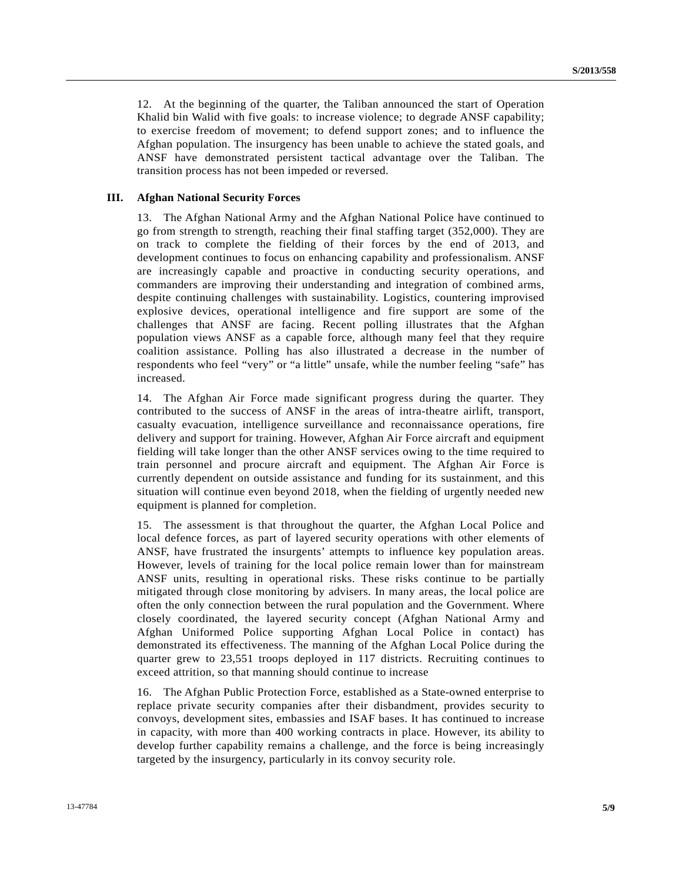12. At the beginning of the quarter, the Taliban announced the start of Operation Khalid bin Walid with five goals: to increase violence; to degrade ANSF capability; to exercise freedom of movement; to defend support zones; and to influence the Afghan population. The insurgency has been unable to achieve the stated goals, and ANSF have demonstrated persistent tactical advantage over the Taliban. The transition process has not been impeded or reversed.

## III. Afghan National Security Forces

13. The Afghan National Army and the Afghan National Police have continued to go from strength to strength, reaching their final staffing target (352,000). They are on track to complete the fielding of their forces by the end of 2013, and development continues to focus on enhancing capability and professionalism. ANSF are increasingly capable and proactive in conducting security operations, and commanders are improving their understanding and integration of combined arms, despite continuing challenges with sustainability. Logistics, countering improvised explosive devices, operational intelligence and fire support are some of the challenges that ANSF are facing. Recent polling illustrates that the Afghan population views ANSF as a capable force, although many feel that they require coalition assistance. Polling has also illustrated a decrease in the number of respondents who feel "very" or "a little" unsafe, while the number feeling "safe" has increased.

14. The Afghan Air Force made significant progress during the quarter. They contributed to the success of ANSF in the areas of intra-theatre airlift, transport, casualty evacuation, intelligence surveillance and reconnaissance operations, fire delivery and support for training. However, Afghan Air Force aircraft and equipment fielding will take longer than the other ANSF services owing to the time required to train personnel and procure aircraft and equipment. The Afghan Air Force is currently dependent on outside assistance and funding for its sustainment, and this situation will continue even beyond 2018, when the fielding of urgently needed new equipment is planned for completion.

15. The assessment is that throughout the quarter, the Afghan Local Police and local defence forces, as part of layered security operations with other elements of ANSF, have frustrated the insurgents' attempts to influence key population areas. However, levels of training for the local police remain lower than for mainstream ANSF units, resulting in operational risks. These risks continue to be partially mitigated through close monitoring by advisers. In many areas, the local police are often the only connection between the rural population and the Government. Where closely coordinated, the layered security concept (Afghan National Army and Afghan Uniformed Police supporting Afghan Local Police in contact) has demonstrated its effectiveness. The manning of the Afghan Local Police during the quarter grew to 23,551 troops deployed in 117 districts. Recruiting continues to exceed attrition, so that manning should continue to increase

16. The Afghan Public Protection Force, established as a State-owned enterprise to replace private security companies after their disbandment, provides security to convoys, development sites, embassies and ISAF bases. It has continued to increase in capacity, with more than 400 working contracts in place. However, its ability to develop further capability remains a challenge, and the force is being increasingly targeted by the insurgency, particularly in its convoy security role.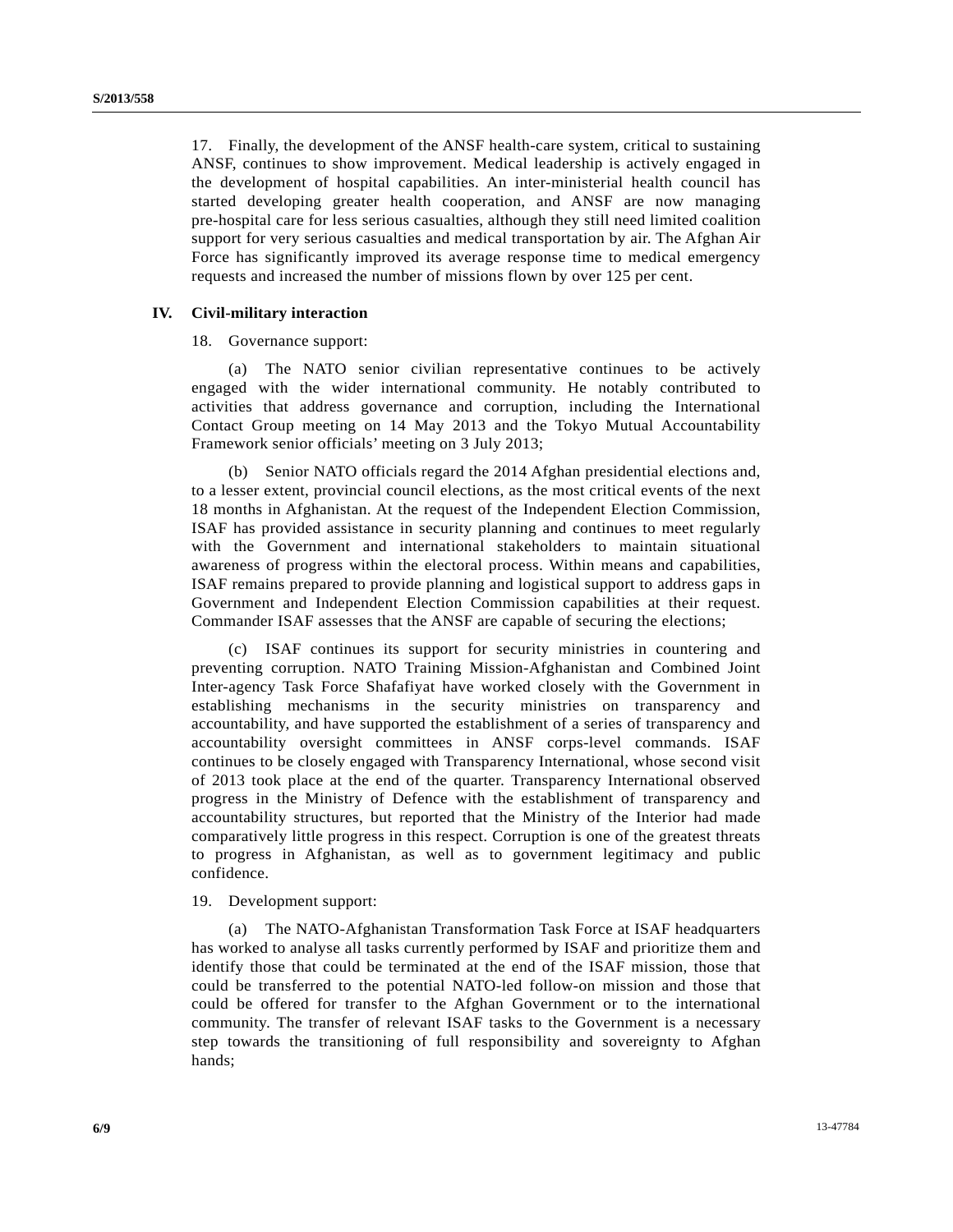17. Finally, the development of the ANSF health-care system, critical to sustaining ANSF, continues to show improvement. Medical leadership is actively engaged in the development of hospital capabilities. An inter-ministerial health council has started developing greater health cooperation, and ANSF are now managing pre-hospital care for less serious casualties, although they still need limited coalition support for very serious casualties and medical transportation by air. The Afghan Air Force has significantly improved its average response time to medical emergency requests and increased the number of missions flown by over 125 per cent.

## IV. Civil-military interaction

18. Governance support:

(a) The NATO senior civilian representative continues to be actively engaged with the wider international community. He notably contributed to activities that address governance and corruption, including the International Contact Group meeting on 14 May 2013 and the Tokyo Mutual Accountability Framework senior officials' meeting on 3 July 2013;

(b) Senior NATO officials regard the 2014 Afghan presidential elections and, to a lesser extent, provincial council elections, as the most critical events of the next 18 months in Afghanistan. At the request of the Independent Election Commission, ISAF has provided assistance in security planning and continues to meet regularly with the Government and international stakeholders to maintain situational awareness of progress within the electoral process. Within means and capabilities, ISAF remains prepared to provide planning and logistical support to address gaps in Government and Independent Election Commission capabilities at their request. Commander ISAF assesses that the ANSF are capable of securing the elections;

(c) ISAF continues its support for security ministries in countering and preventing corruption. NATO Training Mission-Afghanistan and Combined Joint Inter-agency Task Force Shafafiyat have worked closely with the Government in establishing mechanisms in the security ministries on transparency and accountability, and have supported the establishment of a series of transparency and accountability oversight committees in ANSF corps-level commands. ISAF continues to be closely engaged with Transparency International, whose second visit of 2013 took place at the end of the quarter. Transparency International observed progress in the Ministry of Defence with the establishment of transparency and accountability structures, but reported that the Ministry of the Interior had made comparatively little progress in this respect. Corruption is one of the greatest threats to progress in Afghanistan, as well as to government legitimacy and public confidence.

19. Development support:

(a) The NATO-Afghanistan Transformation Task Force at ISAF headquarters has worked to analyse all tasks currently performed by ISAF and prioritize them and identify those that could be terminated at the end of the ISAF mission, those that could be transferred to the potential NATO-led follow-on mission and those that could be offered for transfer to the Afghan Government or to the international community. The transfer of relevant ISAF tasks to the Government is a necessary step towards the transitioning of full responsibility and sovereignty to Afghan hands;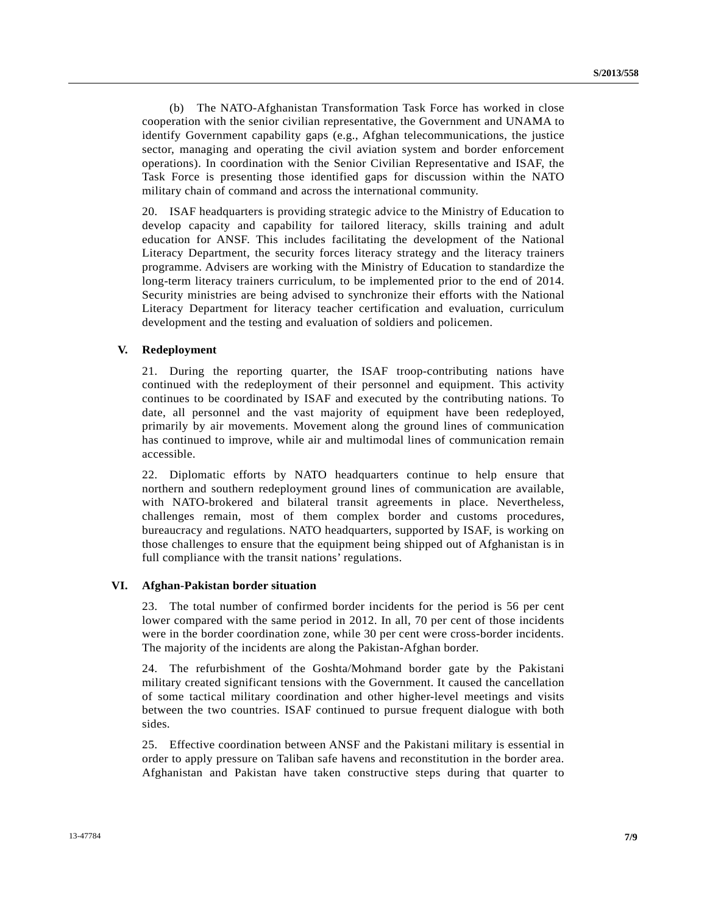(b) The NATO-Afghanistan Transformation Task Force has worked in close cooperation with the senior civilian representative, the Government and UNAMA to identify Government capability gaps (e.g., Afghan telecommunications, the justice sector, managing and operating the civil aviation system and border enforcement operations). In coordination with the Senior Civilian Representative and ISAF, the Task Force is presenting those identified gaps for discussion within the NATO military chain of command and across the international community.

20. ISAF headquarters is providing strategic advice to the Ministry of Education to develop capacity and capability for tailored literacy, skills training and adult education for ANSF. This includes facilitating the development of the National Literacy Department, the security forces literacy strategy and the literacy trainers programme. Advisers are working with the Ministry of Education to standardize the long-term literacy trainers curriculum, to be implemented prior to the end of 2014. Security ministries are being advised to synchronize their efforts with the National Literacy Department for literacy teacher certification and evaluation, curriculum development and the testing and evaluation of soldiers and policemen.

## V. Redeployment

21. During the reporting quarter, the ISAF troop-contributing nations have continued with the redeployment of their personnel and equipment. This activity continues to be coordinated by ISAF and executed by the contributing nations. To date, all personnel and the vast majority of equipment have been redeployed, primarily by air movements. Movement along the ground lines of communication has continued to improve, while air and multimodal lines of communication remain accessible.

22. Diplomatic efforts by NATO headquarters continue to help ensure that northern and southern redeployment ground lines of communication are available, with NATO-brokered and bilateral transit agreements in place. Nevertheless, challenges remain, most of them complex border and customs procedures, bureaucracy and regulations. NATO headquarters, supported by ISAF, is working on those challenges to ensure that the equipment being shipped out of Afghanistan is in full compliance with the transit nations' regulations.

## VI. Afghan-Pakistan border situation

23. The total number of confirmed border incidents for the period is 56 per cent lower compared with the same period in 2012. In all, 70 per cent of those incidents were in the border coordination zone, while 30 per cent were cross-border incidents. The majority of the incidents are along the Pakistan-Afghan border.

24. The refurbishment of the Goshta/Mohmand border gate by the Pakistani military created significant tensions with the Government. It caused the cancellation of some tactical military coordination and other higher-level meetings and visits between the two countries. ISAF continued to pursue frequent dialogue with both sides.

25. Effective coordination between ANSF and the Pakistani military is essential in order to apply pressure on Taliban safe havens and reconstitution in the border area. Afghanistan and Pakistan have taken constructive steps during that quarter to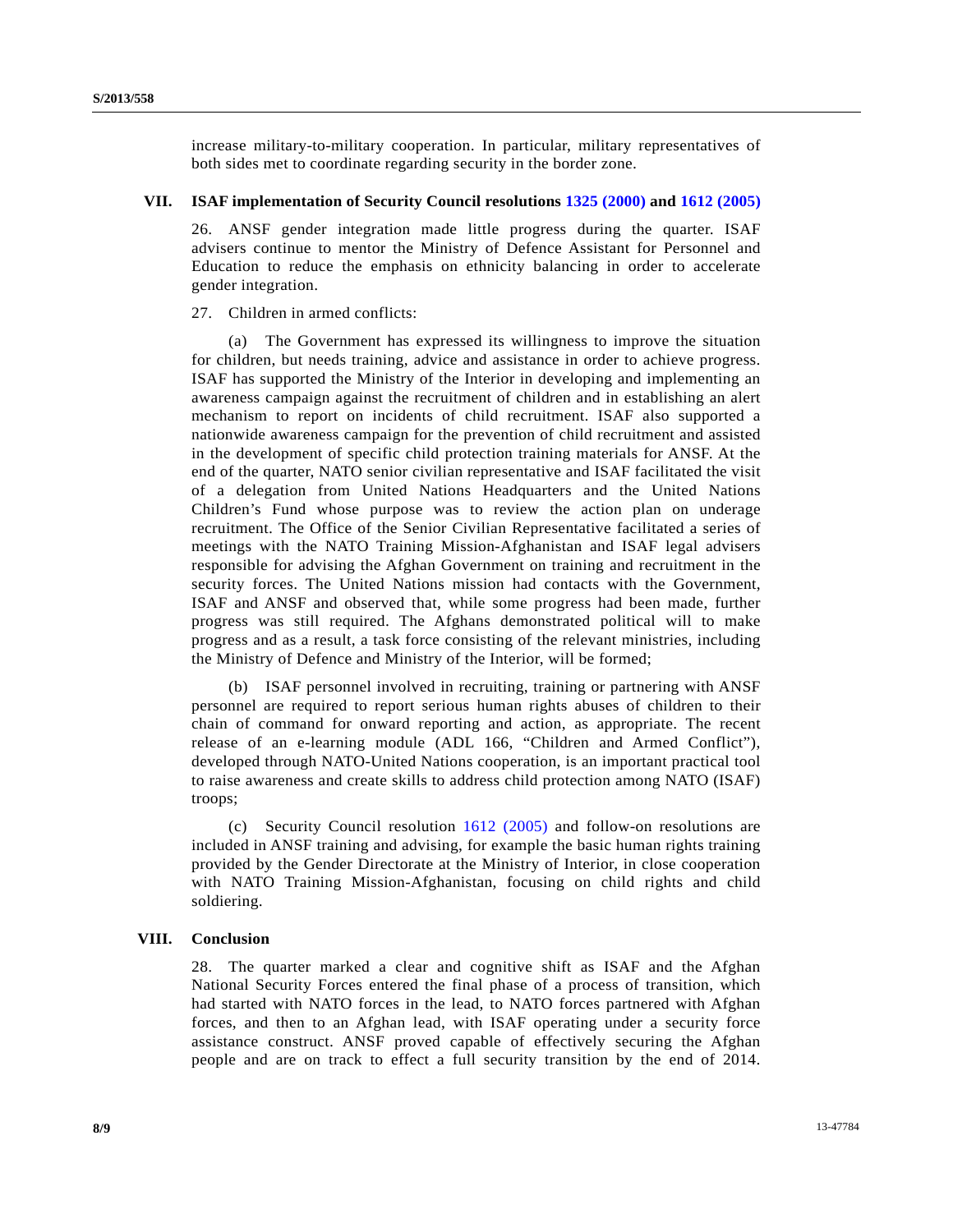increase military-to-military cooperation. In particular, military representatives of both sides met to coordinate regarding security in the border zone.

## VII. ISAF implementation of Security Council resolutions 1325 (2000) and 1612 (2005)

26. ANSF gender integration made little progress during the quarter. ISAF advisers continue to mentor the Ministry of Defence Assistant for Personnel and Education to reduce the emphasis on ethnicity balancing in order to accelerate gender integration.

27. Children in armed conflicts:

(a) The Government has expressed its willingness to improve the situation for children, but needs training, advice and assistance in order to achieve progress. ISAF has supported the Ministry of the Interior in developing and implementing an awareness campaign against the recruitment of children and in establishing an alert mechanism to report on incidents of child recruitment. ISAF also supported a nationwide awareness campaign for the prevention of child recruitment and assisted in the development of specific child protection training materials for ANSF. At the end of the quarter, NATO senior civilian representative and ISAF facilitated the visit of a delegation from United Nations Headquarters and the United Nations Children's Fund whose purpose was to review the action plan on underage recruitment. The Office of the Senior Civilian Representative facilitated a series of meetings with the NATO Training Mission-Afghanistan and ISAF legal advisers responsible for advising the Afghan Government on training and recruitment in the security forces. The United Nations mission had contacts with the Government, ISAF and ANSF and observed that, while some progress had been made, further progress was still required. The Afghans demonstrated political will to make progress and as a result, a task force consisting of the relevant ministries, including the Ministry of Defence and Ministry of the Interior, will be formed;

(b) ISAF personnel involved in recruiting, training or partnering with ANSF personnel are required to report serious human rights abuses of children to their chain of command for onward reporting and action, as appropriate. The recent release of an e-learning module (ADL 166, "Children and Armed Conflict"), developed through NATO-United Nations cooperation, is an important practical tool to raise awareness and create skills to address child protection among NATO (ISAF) troops;

(c) Security Council resolution 1612 (2005) and follow-on resolutions are included in ANSF training and advising, for example the basic human rights training provided by the Gender Directorate at the Ministry of Interior, in close cooperation with NATO Training Mission-Afghanistan, focusing on child rights and child soldiering.

## VIII. Conclusion

28. The quarter marked a clear and cognitive shift as ISAF and the Afghan National Security Forces entered the final phase of a process of transition, which had started with NATO forces in the lead, to NATO forces partnered with Afghan forces, and then to an Afghan lead, with ISAF operating under a security force assistance construct. ANSF proved capable of effectively securing the Afghan people and are on track to effect a full security transition by the end of 2014.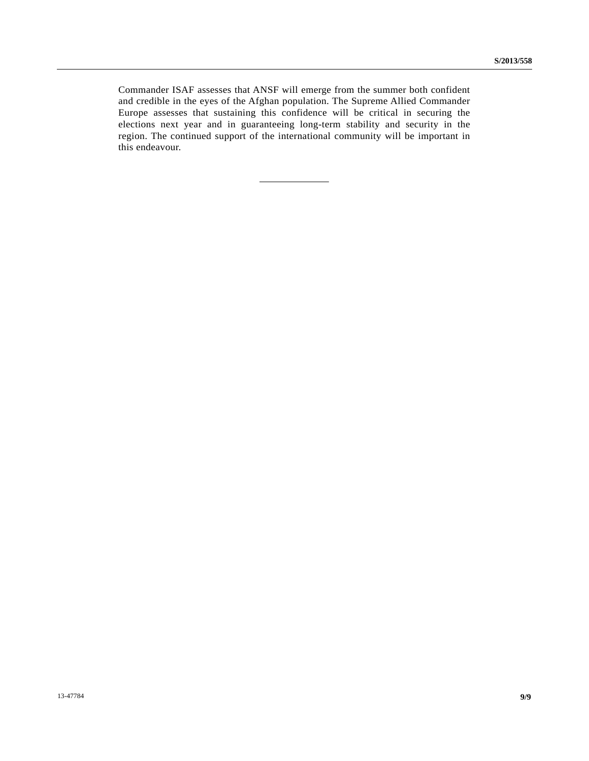Commander ISAF assesses that ANSF will emerge from the summer both confident and credible in the eyes of the Afghan population. The Supreme Allied Commander Europe assesses that sustaining this confidence will be critical in securing the elections next year and in guaranteeing long-term stability and security in the region. The continued support of the international community will be important in this endeavour.